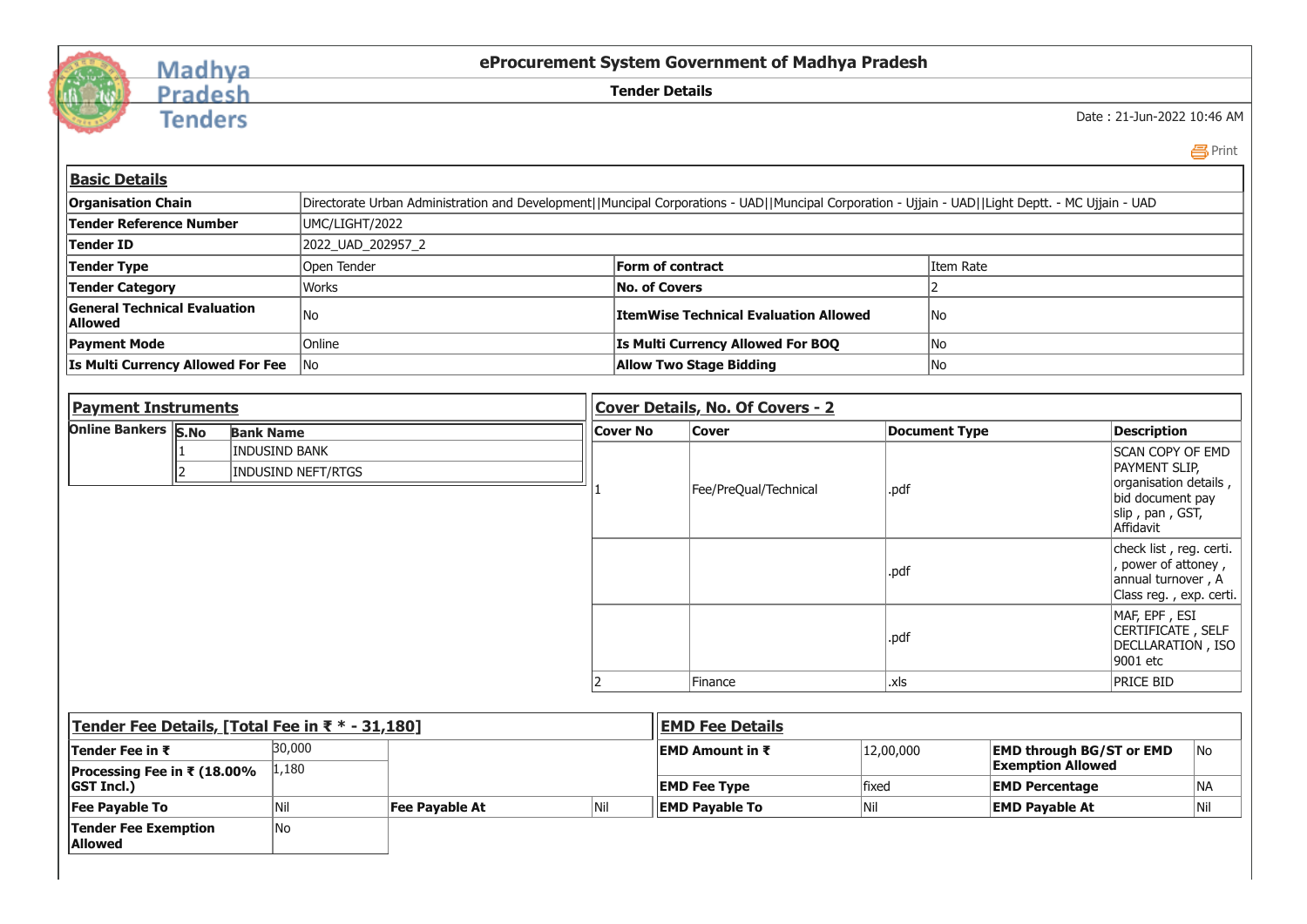# eProcurement System Government of Madhya Pradesh

## Tender Details

Date : 21-Jun-2022 10:46 AM

### Basic Details

| | | | |
|---|---|---|---|
| **Organisation Chain** | Directorate Urban Administration and Development\|\|Muncipal Corporations - UAD\|\|Muncipal Corporation - Ujjain - UAD\|\|Light Deptt. - MC Ujjain - UAD | | |
| **Tender Reference Number** | UMC/LIGHT/2022 | | |
| **Tender ID** | 2022_UAD_202957_2 | | |
| **Tender Type** | Open Tender | **Form of contract** | Item Rate |
| **Tender Category** | Works | **No. of Covers** | 2 |
| **General Technical Evaluation Allowed** | No | **ItemWise Technical Evaluation Allowed** | No |
| **Payment Mode** | Online | **Is Multi Currency Allowed For BOQ** | No |
| **Is Multi Currency Allowed For Fee** | No | **Allow Two Stage Bidding** | No |

### Payment Instruments

**Online Bankers**

| S.No | Bank Name |
|---|---|
| 1 | INDUSIND BANK |
| 2 | INDUSIND NEFT/RTGS |

### Cover Details, No. Of Covers - 2

| Cover No | Cover | Document Type | Description |
|---|---|---|---|
| 1 | Fee/PreQual/Technical | .pdf | SCAN COPY OF EMD PAYMENT SLIP, organisation details , bid document pay slip , pan , GST, Affidavit |
| | | .pdf | check list , reg. certi. , power of attoney , annual turnover , A Class reg. , exp. certi. |
| | | .pdf | MAF, EPF , ESI CERTIFICATE , SELF DECLLARATION , ISO 9001 etc |
| 2 | Finance | .xls | PRICE BID |

### Tender Fee Details, [Total Fee in ₹ * - 31,180]

| | | | |
|---|---|---|---|
| **Tender Fee in ₹** | 30,000 | | |
| **Processing Fee in ₹ (18.00% GST Incl.)** | 1,180 | | |
| **Fee Payable To** | Nil | **Fee Payable At** | Nil |
| **Tender Fee Exemption Allowed** | No | | |

### EMD Fee Details

| | | | |
|---|---|---|---|
| **EMD Amount in ₹** | 12,00,000 | **EMD through BG/ST or EMD Exemption Allowed** | No |
| **EMD Fee Type** | fixed | **EMD Percentage** | NA |
| **EMD Payable To** | Nil | **EMD Payable At** | Nil |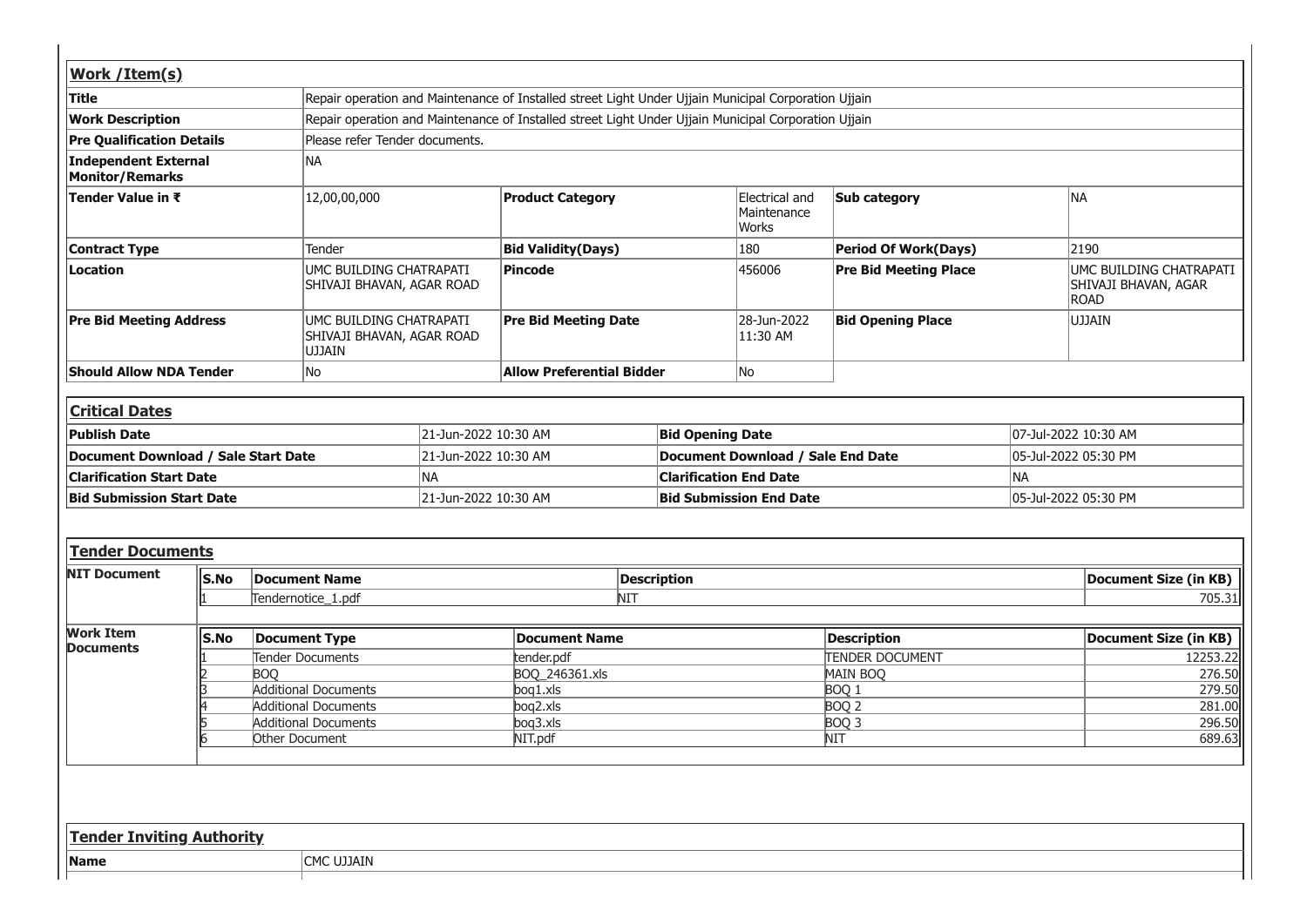## Work /Item(s)

| | | | | | |
|---|---|---|---|---|---|
| **Title** | Repair operation and Maintenance of Installed street Light Under Ujjain Municipal Corporation Ujjain | | | | |
| **Work Description** | Repair operation and Maintenance of Installed street Light Under Ujjain Municipal Corporation Ujjain | | | | |
| **Pre Qualification Details** | Please refer Tender documents. | | | | |
| **Independent External Monitor/Remarks** | NA | | | | |
| **Tender Value in ₹** | 12,00,00,000 | **Product Category** | Electrical and Maintenance Works | **Sub category** | NA |
| **Contract Type** | Tender | **Bid Validity(Days)** | 180 | **Period Of Work(Days)** | 2190 |
| **Location** | UMC BUILDING CHATRAPATI SHIVAJI BHAVAN, AGAR ROAD | **Pincode** | 456006 | **Pre Bid Meeting Place** | UMC BUILDING CHATRAPATI SHIVAJI BHAVAN, AGAR ROAD |
| **Pre Bid Meeting Address** | UMC BUILDING CHATRAPATI SHIVAJI BHAVAN, AGAR ROAD UJJAIN | **Pre Bid Meeting Date** | 28-Jun-2022 11:30 AM | **Bid Opening Place** | UJJAIN |
| **Should Allow NDA Tender** | No | **Allow Preferential Bidder** | No | | |

## Critical Dates

| | | | |
|---|---|---|---|
| **Publish Date** | 21-Jun-2022 10:30 AM | **Bid Opening Date** | 07-Jul-2022 10:30 AM |
| **Document Download / Sale Start Date** | 21-Jun-2022 10:30 AM | **Document Download / Sale End Date** | 05-Jul-2022 05:30 PM |
| **Clarification Start Date** | NA | **Clarification End Date** | NA |
| **Bid Submission Start Date** | 21-Jun-2022 10:30 AM | **Bid Submission End Date** | 05-Jul-2022 05:30 PM |

## Tender Documents

**NIT Document**

| S.No | Document Name | Description | Document Size (in KB) |
|---|---|---|---|
| 1 | Tendernotice_1.pdf | NIT | 705.31 |

**Work Item Documents**

| S.No | Document Type | Document Name | Description | Document Size (in KB) |
|---|---|---|---|---|
| 1 | Tender Documents | tender.pdf | TENDER DOCUMENT | 12253.22 |
| 2 | BOQ | BOQ_246361.xls | MAIN BOQ | 276.50 |
| 3 | Additional Documents | boq1.xls | BOQ 1 | 279.50 |
| 4 | Additional Documents | boq2.xls | BOQ 2 | 281.00 |
| 5 | Additional Documents | boq3.xls | BOQ 3 | 296.50 |
| 6 | Other Document | NIT.pdf | NIT | 689.63 |

## Tender Inviting Authority

| | |
|---|---|
| **Name** | CMC UJJAIN |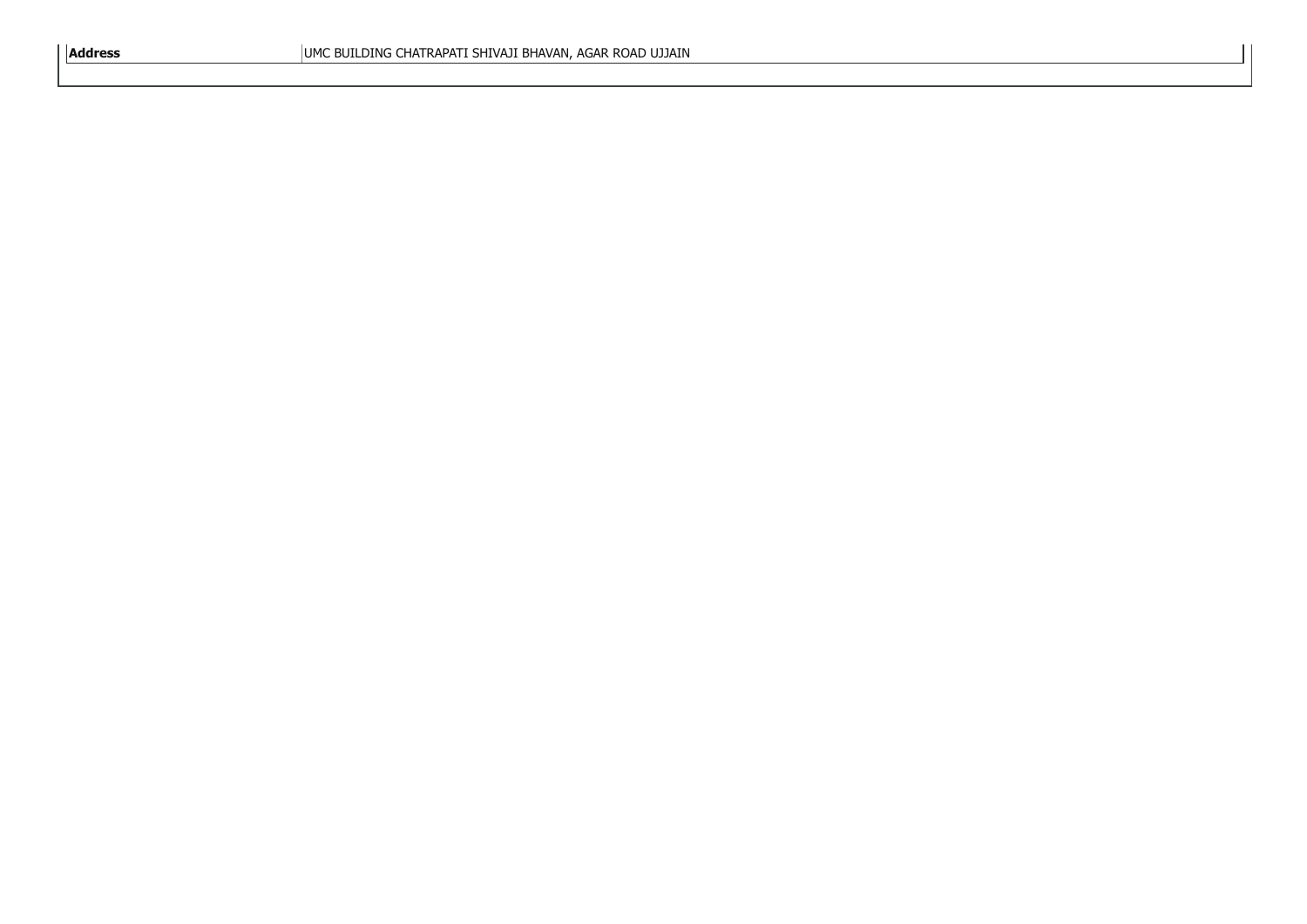| | |
|---|---|
| **Address** | UMC BUILDING CHATRAPATI SHIVAJI BHAVAN, AGAR ROAD UJJAIN |